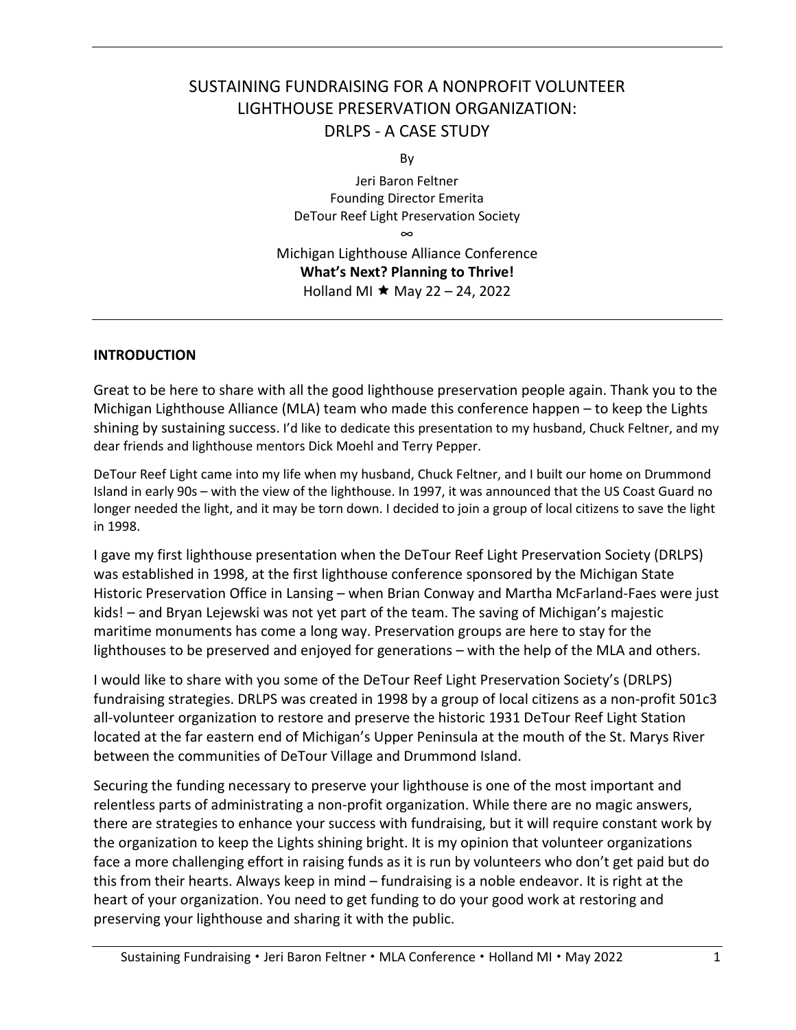# SUSTAINING FUNDRAISING FOR A NONPROFIT VOLUNTEER LIGHTHOUSE PRESERVATION ORGANIZATION: DRLPS - A CASE STUDY

By

Jeri Baron Feltner
Founding Director Emerita
DeTour Reef Light Preservation Society

∞

Michigan Lighthouse Alliance Conference
**What's Next? Planning to Thrive!**
Holland MI ★ May 22 – 24, 2022

---

## INTRODUCTION

Great to be here to share with all the good lighthouse preservation people again. Thank you to the Michigan Lighthouse Alliance (MLA) team who made this conference happen – to keep the Lights shining by sustaining success. I'd like to dedicate this presentation to my husband, Chuck Feltner, and my dear friends and lighthouse mentors Dick Moehl and Terry Pepper.

DeTour Reef Light came into my life when my husband, Chuck Feltner, and I built our home on Drummond Island in early 90s – with the view of the lighthouse. In 1997, it was announced that the US Coast Guard no longer needed the light, and it may be torn down. I decided to join a group of local citizens to save the light in 1998.

I gave my first lighthouse presentation when the DeTour Reef Light Preservation Society (DRLPS) was established in 1998, at the first lighthouse conference sponsored by the Michigan State Historic Preservation Office in Lansing – when Brian Conway and Martha McFarland-Faes were just kids! – and Bryan Lejewski was not yet part of the team. The saving of Michigan's majestic maritime monuments has come a long way. Preservation groups are here to stay for the lighthouses to be preserved and enjoyed for generations – with the help of the MLA and others.

I would like to share with you some of the DeTour Reef Light Preservation Society's (DRLPS) fundraising strategies. DRLPS was created in 1998 by a group of local citizens as a non-profit 501c3 all-volunteer organization to restore and preserve the historic 1931 DeTour Reef Light Station located at the far eastern end of Michigan's Upper Peninsula at the mouth of the St. Marys River between the communities of DeTour Village and Drummond Island.

Securing the funding necessary to preserve your lighthouse is one of the most important and relentless parts of administrating a non-profit organization. While there are no magic answers, there are strategies to enhance your success with fundraising, but it will require constant work by the organization to keep the Lights shining bright. It is my opinion that volunteer organizations face a more challenging effort in raising funds as it is run by volunteers who don't get paid but do this from their hearts. Always keep in mind – fundraising is a noble endeavor. It is right at the heart of your organization. You need to get funding to do your good work at restoring and preserving your lighthouse and sharing it with the public.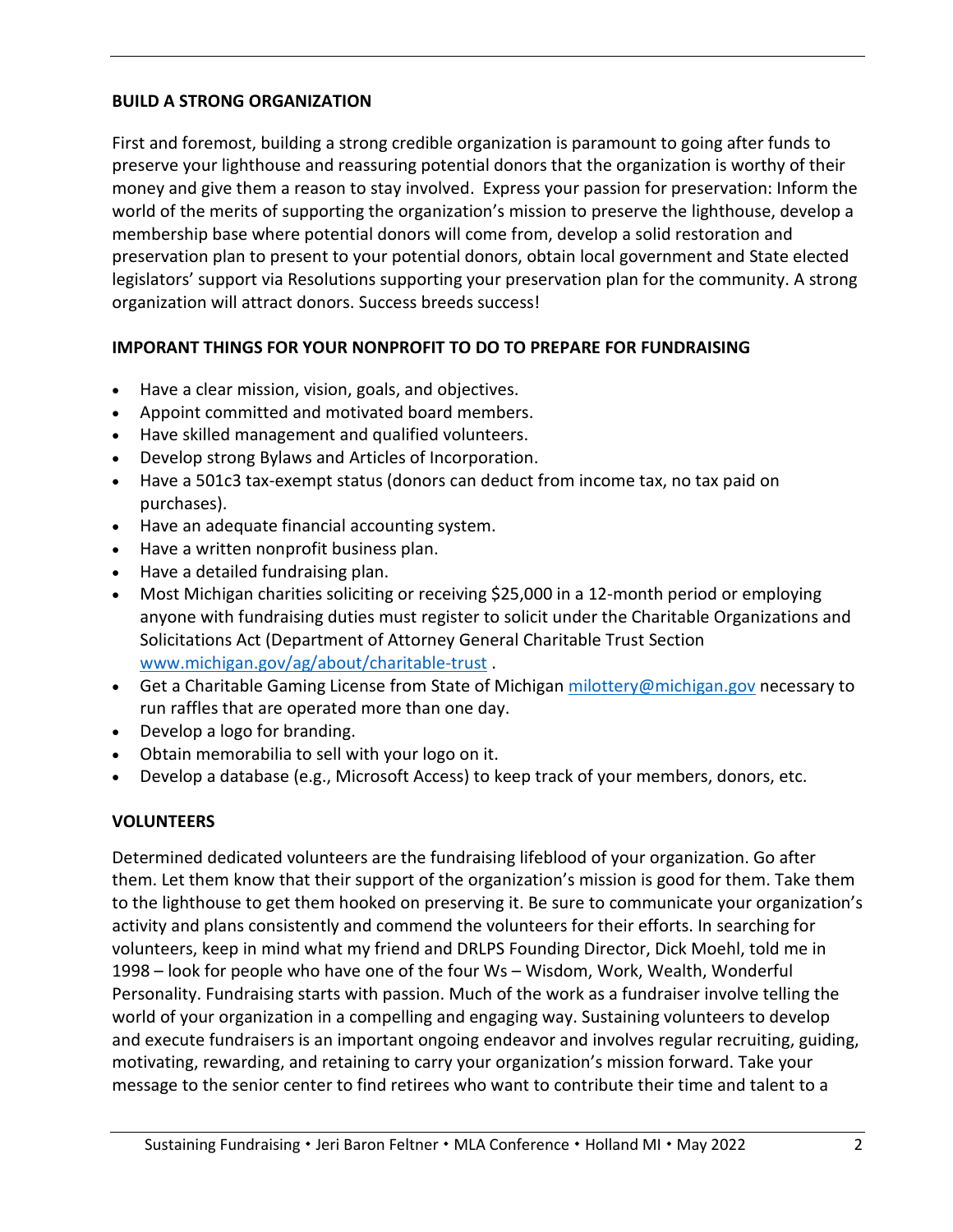**BUILD A STRONG ORGANIZATION**

First and foremost, building a strong credible organization is paramount to going after funds to preserve your lighthouse and reassuring potential donors that the organization is worthy of their money and give them a reason to stay involved. Express your passion for preservation: Inform the world of the merits of supporting the organization's mission to preserve the lighthouse, develop a membership base where potential donors will come from, develop a solid restoration and preservation plan to present to your potential donors, obtain local government and State elected legislators' support via Resolutions supporting your preservation plan for the community. A strong organization will attract donors. Success breeds success!

**IMPORANT THINGS FOR YOUR NONPROFIT TO DO TO PREPARE FOR FUNDRAISING**

- Have a clear mission, vision, goals, and objectives.
- Appoint committed and motivated board members.
- Have skilled management and qualified volunteers.
- Develop strong Bylaws and Articles of Incorporation.
- Have a 501c3 tax-exempt status (donors can deduct from income tax, no tax paid on purchases).
- Have an adequate financial accounting system.
- Have a written nonprofit business plan.
- Have a detailed fundraising plan.
- Most Michigan charities soliciting or receiving $25,000 in a 12-month period or employing anyone with fundraising duties must register to solicit under the Charitable Organizations and Solicitations Act (Department of Attorney General Charitable Trust Section [www.michigan.gov/ag/about/charitable-trust](www.michigan.gov/ag/about/charitable-trust) .
- Get a Charitable Gaming License from State of Michigan [milottery@michigan.gov](mailto:milottery@michigan.gov) necessary to run raffles that are operated more than one day.
- Develop a logo for branding.
- Obtain memorabilia to sell with your logo on it.
- Develop a database (e.g., Microsoft Access) to keep track of your members, donors, etc.

**VOLUNTEERS**

Determined dedicated volunteers are the fundraising lifeblood of your organization. Go after them. Let them know that their support of the organization's mission is good for them. Take them to the lighthouse to get them hooked on preserving it. Be sure to communicate your organization's activity and plans consistently and commend the volunteers for their efforts. In searching for volunteers, keep in mind what my friend and DRLPS Founding Director, Dick Moehl, told me in 1998 – look for people who have one of the four Ws – Wisdom, Work, Wealth, Wonderful Personality. Fundraising starts with passion. Much of the work as a fundraiser involve telling the world of your organization in a compelling and engaging way. Sustaining volunteers to develop and execute fundraisers is an important ongoing endeavor and involves regular recruiting, guiding, motivating, rewarding, and retaining to carry your organization's mission forward. Take your message to the senior center to find retirees who want to contribute their time and talent to a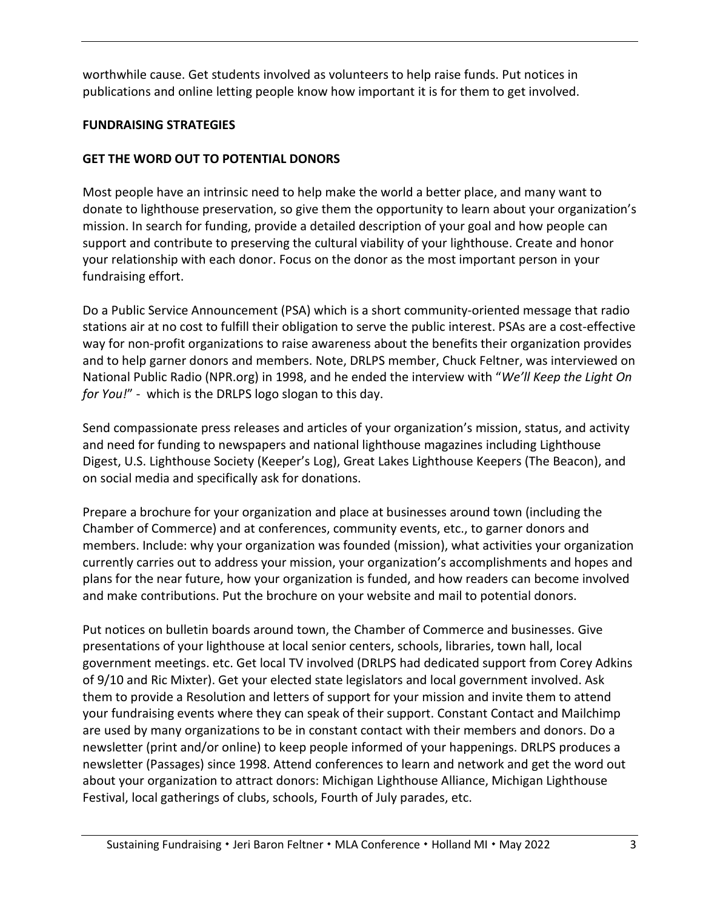worthwhile cause. Get students involved as volunteers to help raise funds. Put notices in publications and online letting people know how important it is for them to get involved.

**FUNDRAISING STRATEGIES**

**GET THE WORD OUT TO POTENTIAL DONORS**

Most people have an intrinsic need to help make the world a better place, and many want to donate to lighthouse preservation, so give them the opportunity to learn about your organization's mission. In search for funding, provide a detailed description of your goal and how people can support and contribute to preserving the cultural viability of your lighthouse. Create and honor your relationship with each donor. Focus on the donor as the most important person in your fundraising effort.

Do a Public Service Announcement (PSA) which is a short community-oriented message that radio stations air at no cost to fulfill their obligation to serve the public interest. PSAs are a cost-effective way for non-profit organizations to raise awareness about the benefits their organization provides and to help garner donors and members. Note, DRLPS member, Chuck Feltner, was interviewed on National Public Radio (NPR.org) in 1998, and he ended the interview with "*We'll Keep the Light On for You!*" - which is the DRLPS logo slogan to this day.

Send compassionate press releases and articles of your organization's mission, status, and activity and need for funding to newspapers and national lighthouse magazines including Lighthouse Digest, U.S. Lighthouse Society (Keeper's Log), Great Lakes Lighthouse Keepers (The Beacon), and on social media and specifically ask for donations.

Prepare a brochure for your organization and place at businesses around town (including the Chamber of Commerce) and at conferences, community events, etc., to garner donors and members. Include: why your organization was founded (mission), what activities your organization currently carries out to address your mission, your organization's accomplishments and hopes and plans for the near future, how your organization is funded, and how readers can become involved and make contributions. Put the brochure on your website and mail to potential donors.

Put notices on bulletin boards around town, the Chamber of Commerce and businesses. Give presentations of your lighthouse at local senior centers, schools, libraries, town hall, local government meetings. etc. Get local TV involved (DRLPS had dedicated support from Corey Adkins of 9/10 and Ric Mixter). Get your elected state legislators and local government involved. Ask them to provide a Resolution and letters of support for your mission and invite them to attend your fundraising events where they can speak of their support. Constant Contact and Mailchimp are used by many organizations to be in constant contact with their members and donors. Do a newsletter (print and/or online) to keep people informed of your happenings. DRLPS produces a newsletter (Passages) since 1998. Attend conferences to learn and network and get the word out about your organization to attract donors: Michigan Lighthouse Alliance, Michigan Lighthouse Festival, local gatherings of clubs, schools, Fourth of July parades, etc.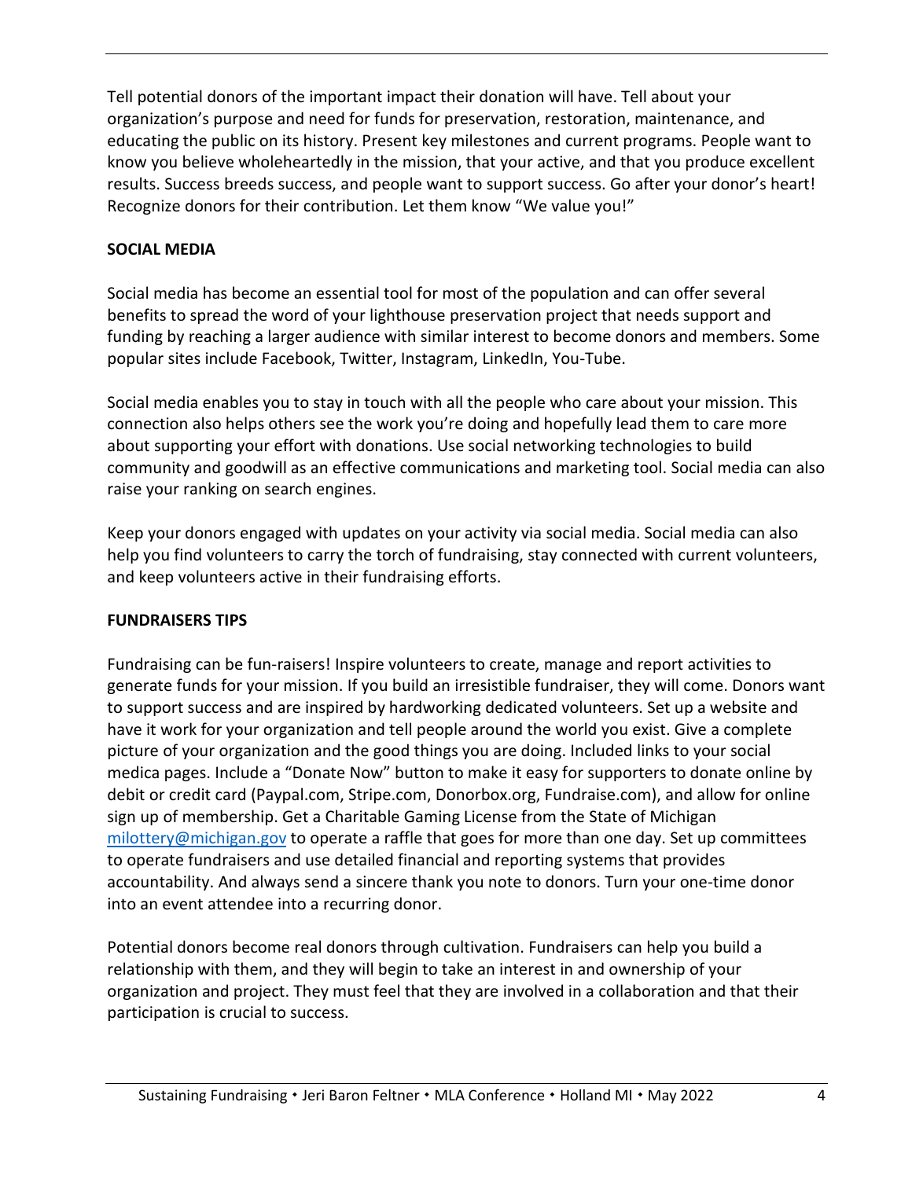Tell potential donors of the important impact their donation will have. Tell about your organization's purpose and need for funds for preservation, restoration, maintenance, and educating the public on its history. Present key milestones and current programs. People want to know you believe wholeheartedly in the mission, that your active, and that you produce excellent results. Success breeds success, and people want to support success. Go after your donor's heart! Recognize donors for their contribution. Let them know "We value you!"

**SOCIAL MEDIA**

Social media has become an essential tool for most of the population and can offer several benefits to spread the word of your lighthouse preservation project that needs support and funding by reaching a larger audience with similar interest to become donors and members. Some popular sites include Facebook, Twitter, Instagram, LinkedIn, You-Tube.

Social media enables you to stay in touch with all the people who care about your mission. This connection also helps others see the work you're doing and hopefully lead them to care more about supporting your effort with donations. Use social networking technologies to build community and goodwill as an effective communications and marketing tool. Social media can also raise your ranking on search engines.

Keep your donors engaged with updates on your activity via social media. Social media can also help you find volunteers to carry the torch of fundraising, stay connected with current volunteers, and keep volunteers active in their fundraising efforts.

**FUNDRAISERS TIPS**

Fundraising can be fun-raisers! Inspire volunteers to create, manage and report activities to generate funds for your mission. If you build an irresistible fundraiser, they will come. Donors want to support success and are inspired by hardworking dedicated volunteers. Set up a website and have it work for your organization and tell people around the world you exist. Give a complete picture of your organization and the good things you are doing. Included links to your social medica pages. Include a "Donate Now" button to make it easy for supporters to donate online by debit or credit card (Paypal.com, Stripe.com, Donorbox.org, Fundraise.com), and allow for online sign up of membership. Get a Charitable Gaming License from the State of Michigan milottery@michigan.gov to operate a raffle that goes for more than one day. Set up committees to operate fundraisers and use detailed financial and reporting systems that provides accountability. And always send a sincere thank you note to donors. Turn your one-time donor into an event attendee into a recurring donor.

Potential donors become real donors through cultivation. Fundraisers can help you build a relationship with them, and they will begin to take an interest in and ownership of your organization and project. They must feel that they are involved in a collaboration and that their participation is crucial to success.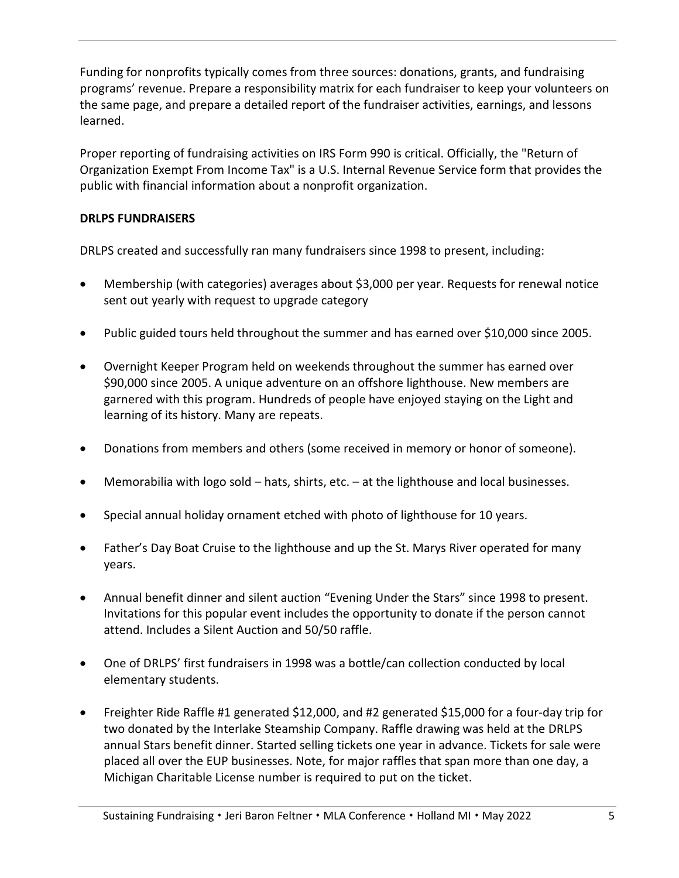Funding for nonprofits typically comes from three sources: donations, grants, and fundraising programs' revenue. Prepare a responsibility matrix for each fundraiser to keep your volunteers on the same page, and prepare a detailed report of the fundraiser activities, earnings, and lessons learned.

Proper reporting of fundraising activities on IRS Form 990 is critical. Officially, the "Return of Organization Exempt From Income Tax" is a U.S. Internal Revenue Service form that provides the public with financial information about a nonprofit organization.

**DRLPS FUNDRAISERS**

DRLPS created and successfully ran many fundraisers since 1998 to present, including:

- Membership (with categories) averages about $3,000 per year. Requests for renewal notice sent out yearly with request to upgrade category
- Public guided tours held throughout the summer and has earned over $10,000 since 2005.
- Overnight Keeper Program held on weekends throughout the summer has earned over $90,000 since 2005. A unique adventure on an offshore lighthouse. New members are garnered with this program. Hundreds of people have enjoyed staying on the Light and learning of its history. Many are repeats.
- Donations from members and others (some received in memory or honor of someone).
- Memorabilia with logo sold – hats, shirts, etc. – at the lighthouse and local businesses.
- Special annual holiday ornament etched with photo of lighthouse for 10 years.
- Father's Day Boat Cruise to the lighthouse and up the St. Marys River operated for many years.
- Annual benefit dinner and silent auction "Evening Under the Stars" since 1998 to present. Invitations for this popular event includes the opportunity to donate if the person cannot attend. Includes a Silent Auction and 50/50 raffle.
- One of DRLPS' first fundraisers in 1998 was a bottle/can collection conducted by local elementary students.
- Freighter Ride Raffle #1 generated $12,000, and #2 generated $15,000 for a four-day trip for two donated by the Interlake Steamship Company. Raffle drawing was held at the DRLPS annual Stars benefit dinner. Started selling tickets one year in advance. Tickets for sale were placed all over the EUP businesses. Note, for major raffles that span more than one day, a Michigan Charitable License number is required to put on the ticket.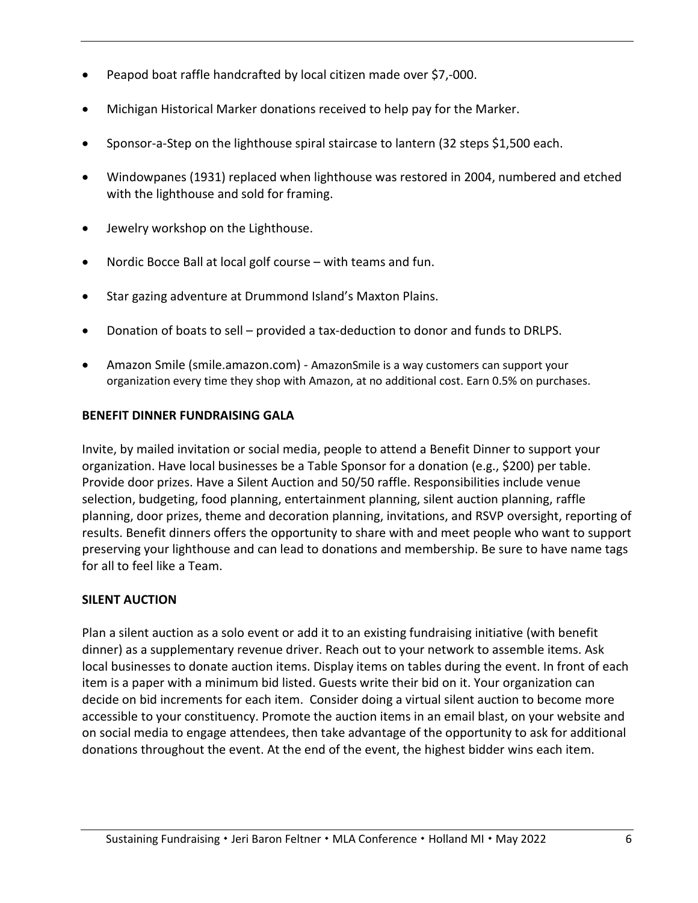- Peapod boat raffle handcrafted by local citizen made over $7,-000.
- Michigan Historical Marker donations received to help pay for the Marker.
- Sponsor-a-Step on the lighthouse spiral staircase to lantern (32 steps $1,500 each.
- Windowpanes (1931) replaced when lighthouse was restored in 2004, numbered and etched with the lighthouse and sold for framing.
- Jewelry workshop on the Lighthouse.
- Nordic Bocce Ball at local golf course – with teams and fun.
- Star gazing adventure at Drummond Island's Maxton Plains.
- Donation of boats to sell – provided a tax-deduction to donor and funds to DRLPS.
- Amazon Smile (smile.amazon.com) - AmazonSmile is a way customers can support your organization every time they shop with Amazon, at no additional cost. Earn 0.5% on purchases.

**BENEFIT DINNER FUNDRAISING GALA**

Invite, by mailed invitation or social media, people to attend a Benefit Dinner to support your organization. Have local businesses be a Table Sponsor for a donation (e.g., $200) per table. Provide door prizes. Have a Silent Auction and 50/50 raffle. Responsibilities include venue selection, budgeting, food planning, entertainment planning, silent auction planning, raffle planning, door prizes, theme and decoration planning, invitations, and RSVP oversight, reporting of results. Benefit dinners offers the opportunity to share with and meet people who want to support preserving your lighthouse and can lead to donations and membership. Be sure to have name tags for all to feel like a Team.

**SILENT AUCTION**

Plan a silent auction as a solo event or add it to an existing fundraising initiative (with benefit dinner) as a supplementary revenue driver. Reach out to your network to assemble items. Ask local businesses to donate auction items. Display items on tables during the event. In front of each item is a paper with a minimum bid listed. Guests write their bid on it. Your organization can decide on bid increments for each item. Consider doing a virtual silent auction to become more accessible to your constituency. Promote the auction items in an email blast, on your website and on social media to engage attendees, then take advantage of the opportunity to ask for additional donations throughout the event. At the end of the event, the highest bidder wins each item.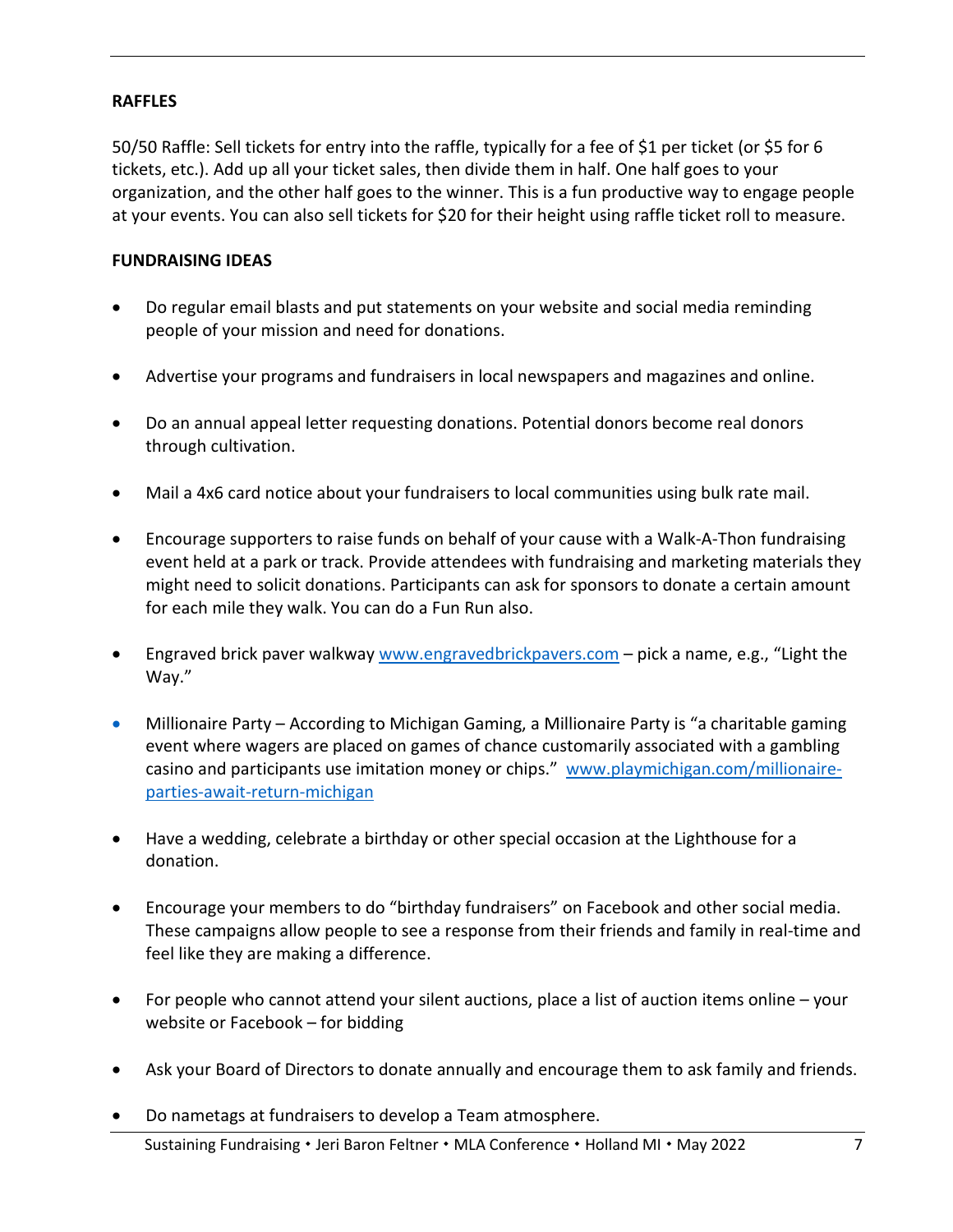**RAFFLES**

50/50 Raffle: Sell tickets for entry into the raffle, typically for a fee of $1 per ticket (or $5 for 6 tickets, etc.). Add up all your ticket sales, then divide them in half. One half goes to your organization, and the other half goes to the winner. This is a fun productive way to engage people at your events. You can also sell tickets for $20 for their height using raffle ticket roll to measure.

**FUNDRAISING IDEAS**

- Do regular email blasts and put statements on your website and social media reminding people of your mission and need for donations.
- Advertise your programs and fundraisers in local newspapers and magazines and online.
- Do an annual appeal letter requesting donations. Potential donors become real donors through cultivation.
- Mail a 4x6 card notice about your fundraisers to local communities using bulk rate mail.
- Encourage supporters to raise funds on behalf of your cause with a Walk-A-Thon fundraising event held at a park or track. Provide attendees with fundraising and marketing materials they might need to solicit donations. Participants can ask for sponsors to donate a certain amount for each mile they walk. You can do a Fun Run also.
- Engraved brick paver walkway [www.engravedbrickpavers.com](http://www.engravedbrickpavers.com) – pick a name, e.g., "Light the Way."
- Millionaire Party – According to Michigan Gaming, a Millionaire Party is "a charitable gaming event where wagers are placed on games of chance customarily associated with a gambling casino and participants use imitation money or chips." [www.playmichigan.com/millionaire-parties-await-return-michigan](http://www.playmichigan.com/millionaire-parties-await-return-michigan)
- Have a wedding, celebrate a birthday or other special occasion at the Lighthouse for a donation.
- Encourage your members to do "birthday fundraisers" on Facebook and other social media. These campaigns allow people to see a response from their friends and family in real-time and feel like they are making a difference.
- For people who cannot attend your silent auctions, place a list of auction items online – your website or Facebook – for bidding
- Ask your Board of Directors to donate annually and encourage them to ask family and friends.
- Do nametags at fundraisers to develop a Team atmosphere.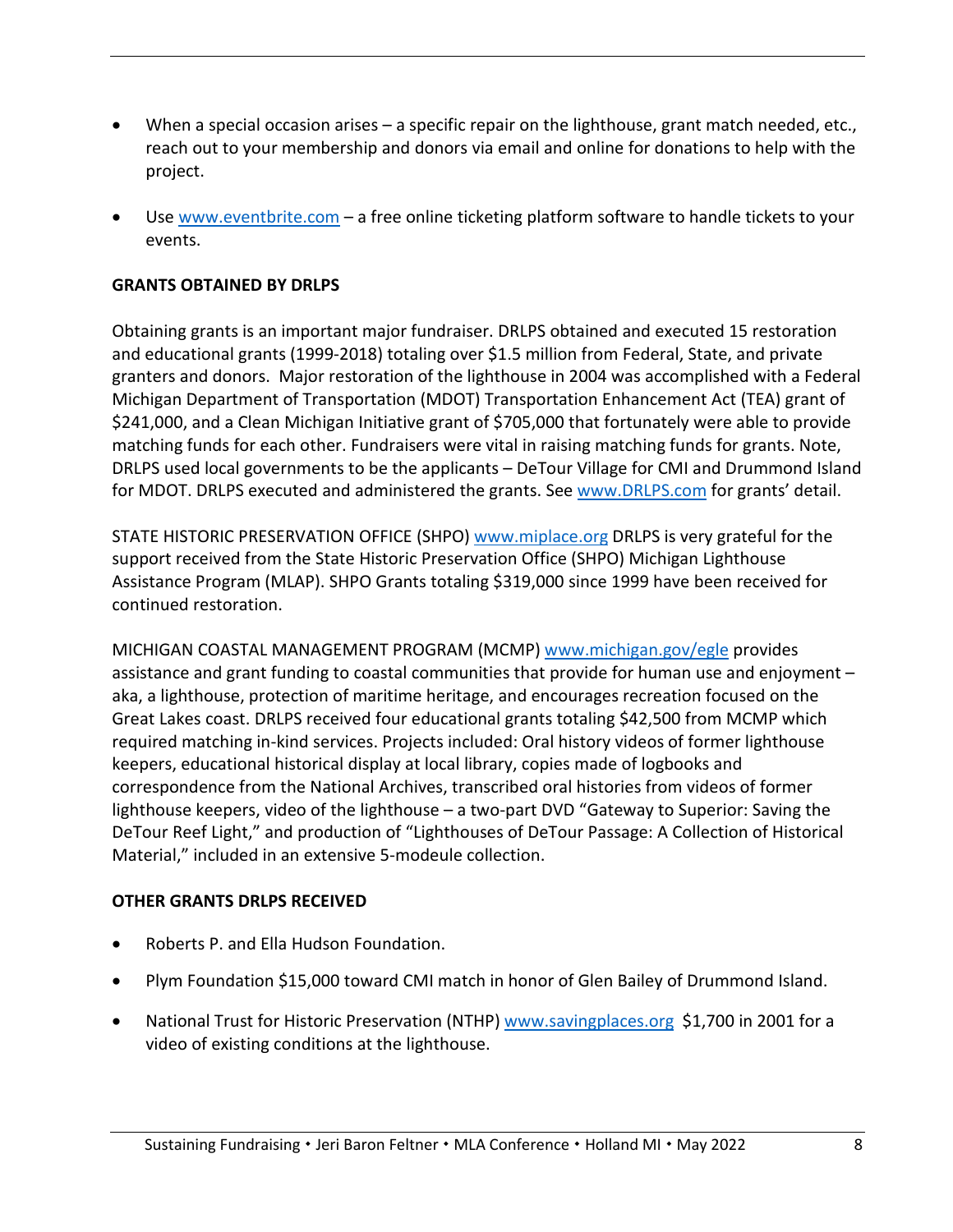- When a special occasion arises – a specific repair on the lighthouse, grant match needed, etc., reach out to your membership and donors via email and online for donations to help with the project.

- Use www.eventbrite.com – a free online ticketing platform software to handle tickets to your events.

**GRANTS OBTAINED BY DRLPS**

Obtaining grants is an important major fundraiser. DRLPS obtained and executed 15 restoration and educational grants (1999-2018) totaling over $1.5 million from Federal, State, and private granters and donors. Major restoration of the lighthouse in 2004 was accomplished with a Federal Michigan Department of Transportation (MDOT) Transportation Enhancement Act (TEA) grant of $241,000, and a Clean Michigan Initiative grant of $705,000 that fortunately were able to provide matching funds for each other. Fundraisers were vital in raising matching funds for grants. Note, DRLPS used local governments to be the applicants – DeTour Village for CMI and Drummond Island for MDOT. DRLPS executed and administered the grants. See www.DRLPS.com for grants' detail.

STATE HISTORIC PRESERVATION OFFICE (SHPO) www.miplace.org DRLPS is very grateful for the support received from the State Historic Preservation Office (SHPO) Michigan Lighthouse Assistance Program (MLAP). SHPO Grants totaling $319,000 since 1999 have been received for continued restoration.

MICHIGAN COASTAL MANAGEMENT PROGRAM (MCMP) www.michigan.gov/egle provides assistance and grant funding to coastal communities that provide for human use and enjoyment – aka, a lighthouse, protection of maritime heritage, and encourages recreation focused on the Great Lakes coast. DRLPS received four educational grants totaling $42,500 from MCMP which required matching in-kind services. Projects included: Oral history videos of former lighthouse keepers, educational historical display at local library, copies made of logbooks and correspondence from the National Archives, transcribed oral histories from videos of former lighthouse keepers, video of the lighthouse – a two-part DVD "Gateway to Superior: Saving the DeTour Reef Light," and production of "Lighthouses of DeTour Passage: A Collection of Historical Material," included in an extensive 5-modeule collection.

**OTHER GRANTS DRLPS RECEIVED**

- Roberts P. and Ella Hudson Foundation.

- Plym Foundation $15,000 toward CMI match in honor of Glen Bailey of Drummond Island.

- National Trust for Historic Preservation (NTHP) www.savingplaces.org $1,700 in 2001 for a video of existing conditions at the lighthouse.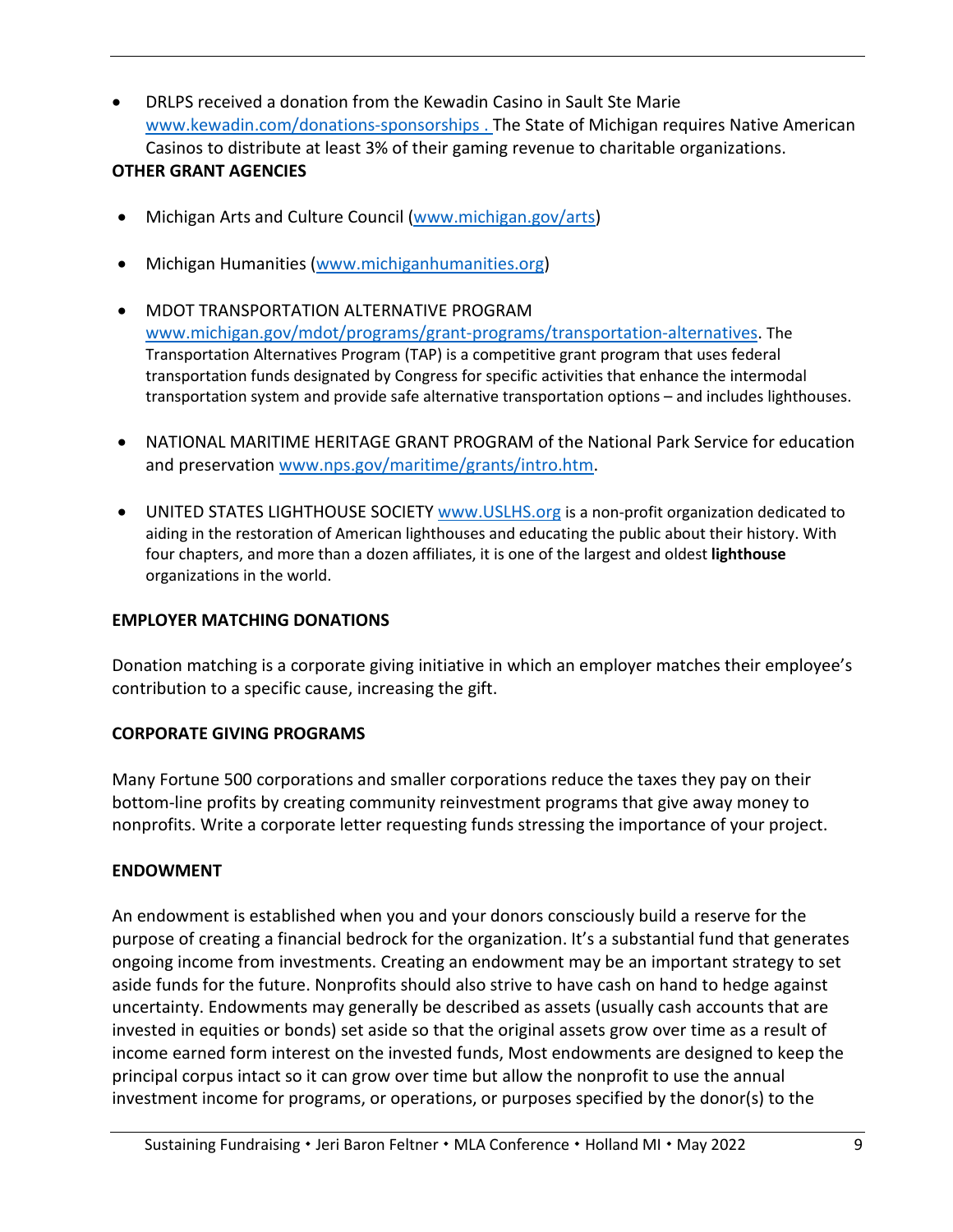- DRLPS received a donation from the Kewadin Casino in Sault Ste Marie [www.kewadin.com/donations-sponsorships .](www.kewadin.com/donations-sponsorships) The State of Michigan requires Native American Casinos to distribute at least 3% of their gaming revenue to charitable organizations.

**OTHER GRANT AGENCIES**

- Michigan Arts and Culture Council ([www.michigan.gov/arts](www.michigan.gov/arts))
- Michigan Humanities ([www.michiganhumanities.org](www.michiganhumanities.org))
- MDOT TRANSPORTATION ALTERNATIVE PROGRAM [www.michigan.gov/mdot/programs/grant-programs/transportation-alternatives](www.michigan.gov/mdot/programs/grant-programs/transportation-alternatives). The Transportation Alternatives Program (TAP) is a competitive grant program that uses federal transportation funds designated by Congress for specific activities that enhance the intermodal transportation system and provide safe alternative transportation options – and includes lighthouses.
- NATIONAL MARITIME HERITAGE GRANT PROGRAM of the National Park Service for education and preservation [www.nps.gov/maritime/grants/intro.htm](www.nps.gov/maritime/grants/intro.htm).
- UNITED STATES LIGHTHOUSE SOCIETY [www.USLHS.org](www.USLHS.org) is a non-profit organization dedicated to aiding in the restoration of American lighthouses and educating the public about their history. With four chapters, and more than a dozen affiliates, it is one of the largest and oldest **lighthouse** organizations in the world.

**EMPLOYER MATCHING DONATIONS**

Donation matching is a corporate giving initiative in which an employer matches their employee's contribution to a specific cause, increasing the gift.

**CORPORATE GIVING PROGRAMS**

Many Fortune 500 corporations and smaller corporations reduce the taxes they pay on their bottom-line profits by creating community reinvestment programs that give away money to nonprofits. Write a corporate letter requesting funds stressing the importance of your project.

**ENDOWMENT**

An endowment is established when you and your donors consciously build a reserve for the purpose of creating a financial bedrock for the organization. It's a substantial fund that generates ongoing income from investments. Creating an endowment may be an important strategy to set aside funds for the future. Nonprofits should also strive to have cash on hand to hedge against uncertainty. Endowments may generally be described as assets (usually cash accounts that are invested in equities or bonds) set aside so that the original assets grow over time as a result of income earned form interest on the invested funds, Most endowments are designed to keep the principal corpus intact so it can grow over time but allow the nonprofit to use the annual investment income for programs, or operations, or purposes specified by the donor(s) to the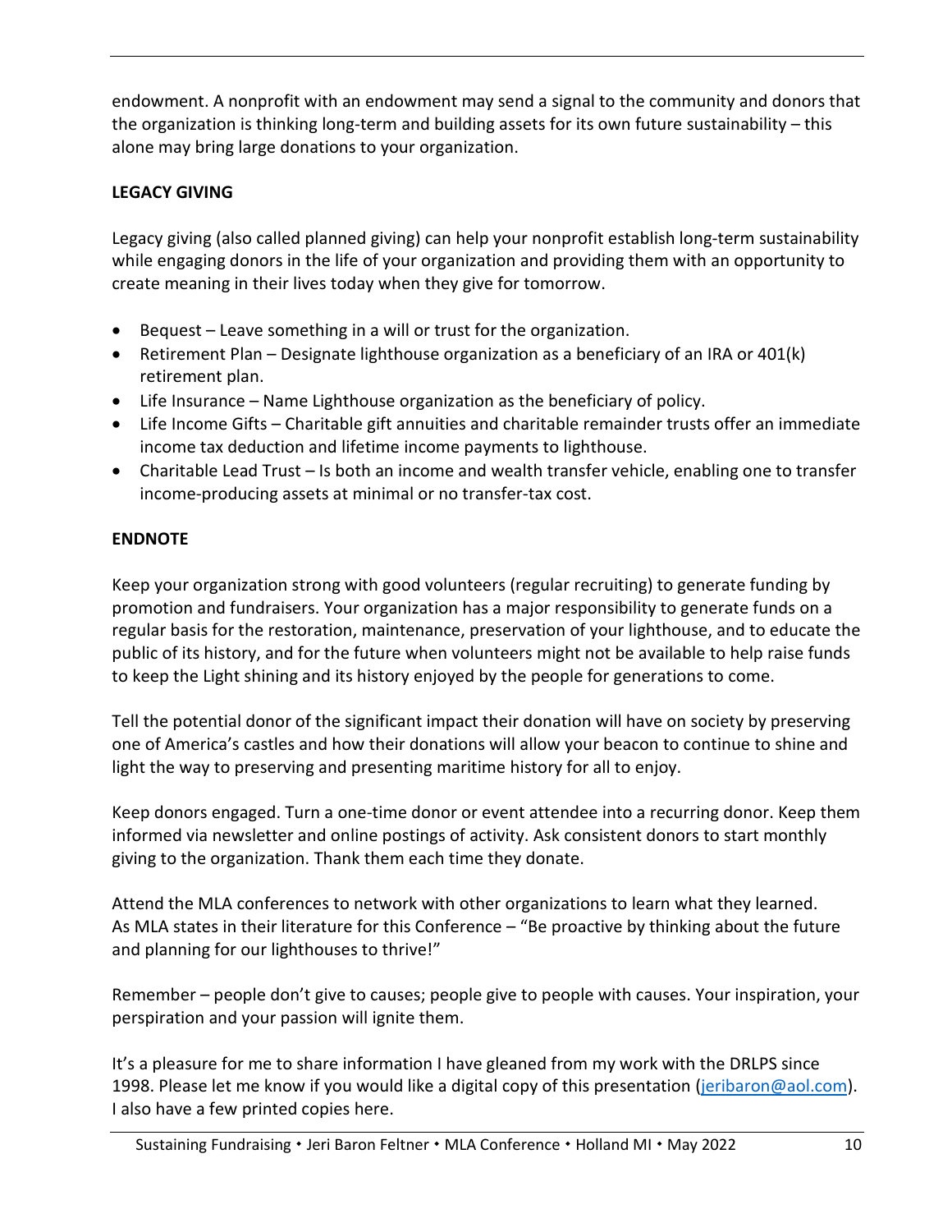endowment. A nonprofit with an endowment may send a signal to the community and donors that the organization is thinking long-term and building assets for its own future sustainability – this alone may bring large donations to your organization.

**LEGACY GIVING**

Legacy giving (also called planned giving) can help your nonprofit establish long-term sustainability while engaging donors in the life of your organization and providing them with an opportunity to create meaning in their lives today when they give for tomorrow.

- Bequest – Leave something in a will or trust for the organization.
- Retirement Plan – Designate lighthouse organization as a beneficiary of an IRA or 401(k) retirement plan.
- Life Insurance – Name Lighthouse organization as the beneficiary of policy.
- Life Income Gifts – Charitable gift annuities and charitable remainder trusts offer an immediate income tax deduction and lifetime income payments to lighthouse.
- Charitable Lead Trust – Is both an income and wealth transfer vehicle, enabling one to transfer income-producing assets at minimal or no transfer-tax cost.

**ENDNOTE**

Keep your organization strong with good volunteers (regular recruiting) to generate funding by promotion and fundraisers. Your organization has a major responsibility to generate funds on a regular basis for the restoration, maintenance, preservation of your lighthouse, and to educate the public of its history, and for the future when volunteers might not be available to help raise funds to keep the Light shining and its history enjoyed by the people for generations to come.

Tell the potential donor of the significant impact their donation will have on society by preserving one of America's castles and how their donations will allow your beacon to continue to shine and light the way to preserving and presenting maritime history for all to enjoy.

Keep donors engaged. Turn a one-time donor or event attendee into a recurring donor. Keep them informed via newsletter and online postings of activity. Ask consistent donors to start monthly giving to the organization. Thank them each time they donate.

Attend the MLA conferences to network with other organizations to learn what they learned. As MLA states in their literature for this Conference – "Be proactive by thinking about the future and planning for our lighthouses to thrive!"

Remember – people don't give to causes; people give to people with causes. Your inspiration, your perspiration and your passion will ignite them.

It's a pleasure for me to share information I have gleaned from my work with the DRLPS since 1998. Please let me know if you would like a digital copy of this presentation (jeribaron@aol.com). I also have a few printed copies here.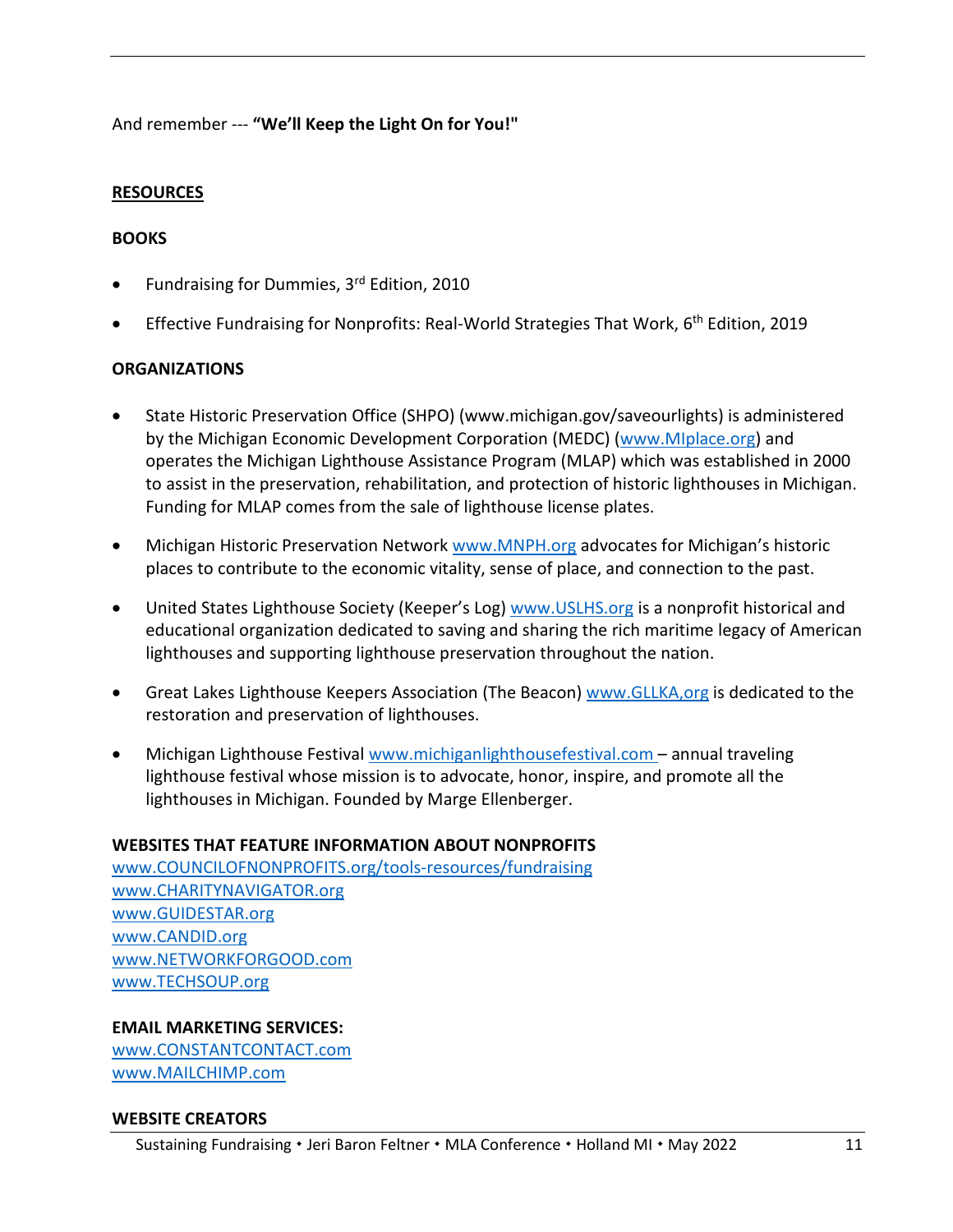And remember --- **"We'll Keep the Light On for You!"**

**RESOURCES**

**BOOKS**

- Fundraising for Dummies, 3rd Edition, 2010
- Effective Fundraising for Nonprofits: Real-World Strategies That Work, 6th Edition, 2019

**ORGANIZATIONS**

- State Historic Preservation Office (SHPO) (www.michigan.gov/saveourlights) is administered by the Michigan Economic Development Corporation (MEDC) (www.MIplace.org) and operates the Michigan Lighthouse Assistance Program (MLAP) which was established in 2000 to assist in the preservation, rehabilitation, and protection of historic lighthouses in Michigan. Funding for MLAP comes from the sale of lighthouse license plates.
- Michigan Historic Preservation Network www.MNPH.org advocates for Michigan's historic places to contribute to the economic vitality, sense of place, and connection to the past.
- United States Lighthouse Society (Keeper's Log) www.USLHS.org is a nonprofit historical and educational organization dedicated to saving and sharing the rich maritime legacy of American lighthouses and supporting lighthouse preservation throughout the nation.
- Great Lakes Lighthouse Keepers Association (The Beacon) www.GLLKA,org is dedicated to the restoration and preservation of lighthouses.
- Michigan Lighthouse Festival www.michiganlighthousefestival.com – annual traveling lighthouse festival whose mission is to advocate, honor, inspire, and promote all the lighthouses in Michigan. Founded by Marge Ellenberger.

**WEBSITES THAT FEATURE INFORMATION ABOUT NONPROFITS**

www.COUNCILOFNONPROFITS.org/tools-resources/fundraising
www.CHARITYNAVIGATOR.org
www.GUIDESTAR.org
www.CANDID.org
www.NETWORKFORGOOD.com
www.TECHSOUP.org

**EMAIL MARKETING SERVICES:**

www.CONSTANTCONTACT.com
www.MAILCHIMP.com

**WEBSITE CREATORS**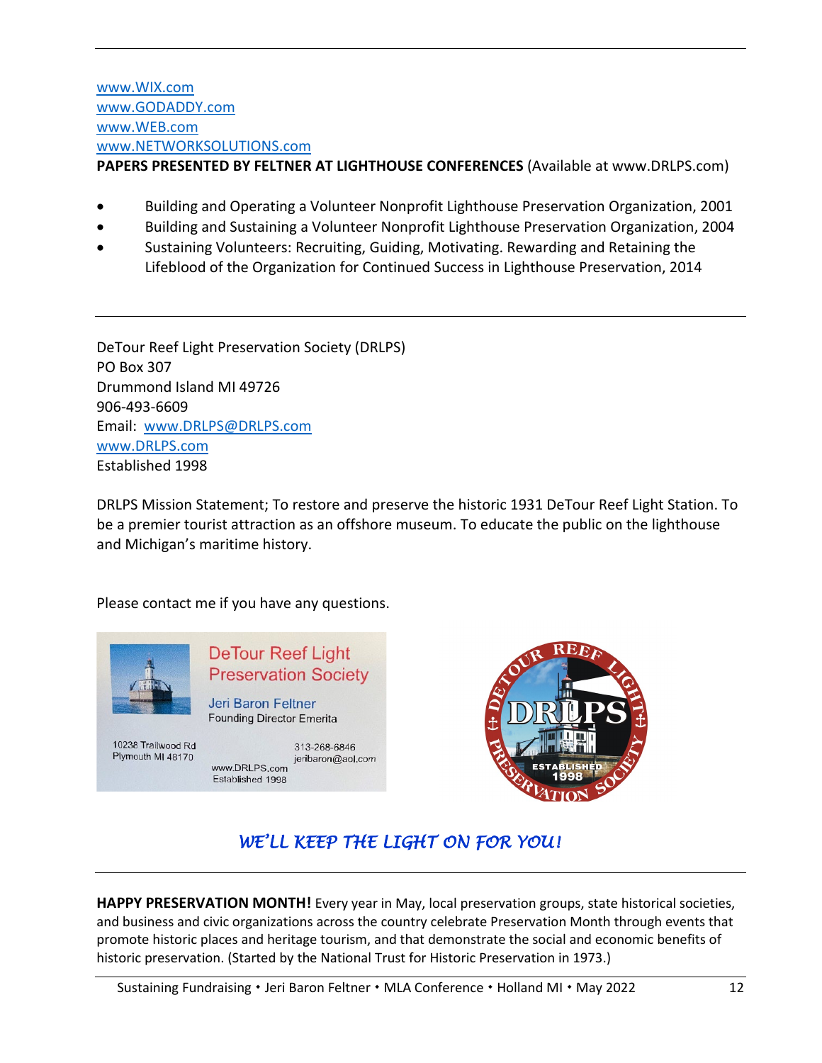www.WIX.com
www.GODADDY.com
www.WEB.com
www.NETWORKSOLUTIONS.com

**PAPERS PRESENTED BY FELTNER AT LIGHTHOUSE CONFERENCES** (Available at www.DRLPS.com)

- Building and Operating a Volunteer Nonprofit Lighthouse Preservation Organization, 2001
- Building and Sustaining a Volunteer Nonprofit Lighthouse Preservation Organization, 2004
- Sustaining Volunteers: Recruiting, Guiding, Motivating. Rewarding and Retaining the Lifeblood of the Organization for Continued Success in Lighthouse Preservation, 2014

---

DeTour Reef Light Preservation Society (DRLPS)
PO Box 307
Drummond Island MI 49726
906-493-6609
Email: www.DRLPS@DRLPS.com
www.DRLPS.com
Established 1998

DRLPS Mission Statement; To restore and preserve the historic 1931 DeTour Reef Light Station. To be a premier tourist attraction as an offshore museum. To educate the public on the lighthouse and Michigan's maritime history.

Please contact me if you have any questions.

DeTour Reef Light Preservation Society
Jeri Baron Feltner
Founding Director Emerita
10238 Trailwood Rd
Plymouth MI 48170
313-268-6846
jeribaron@aol.com
www.DRLPS.com
Established 1998

*WE'LL KEEP THE LIGHT ON FOR YOU!*

---

**HAPPY PRESERVATION MONTH!** Every year in May, local preservation groups, state historical societies, and business and civic organizations across the country celebrate Preservation Month through events that promote historic places and heritage tourism, and that demonstrate the social and economic benefits of historic preservation. (Started by the National Trust for Historic Preservation in 1973.)